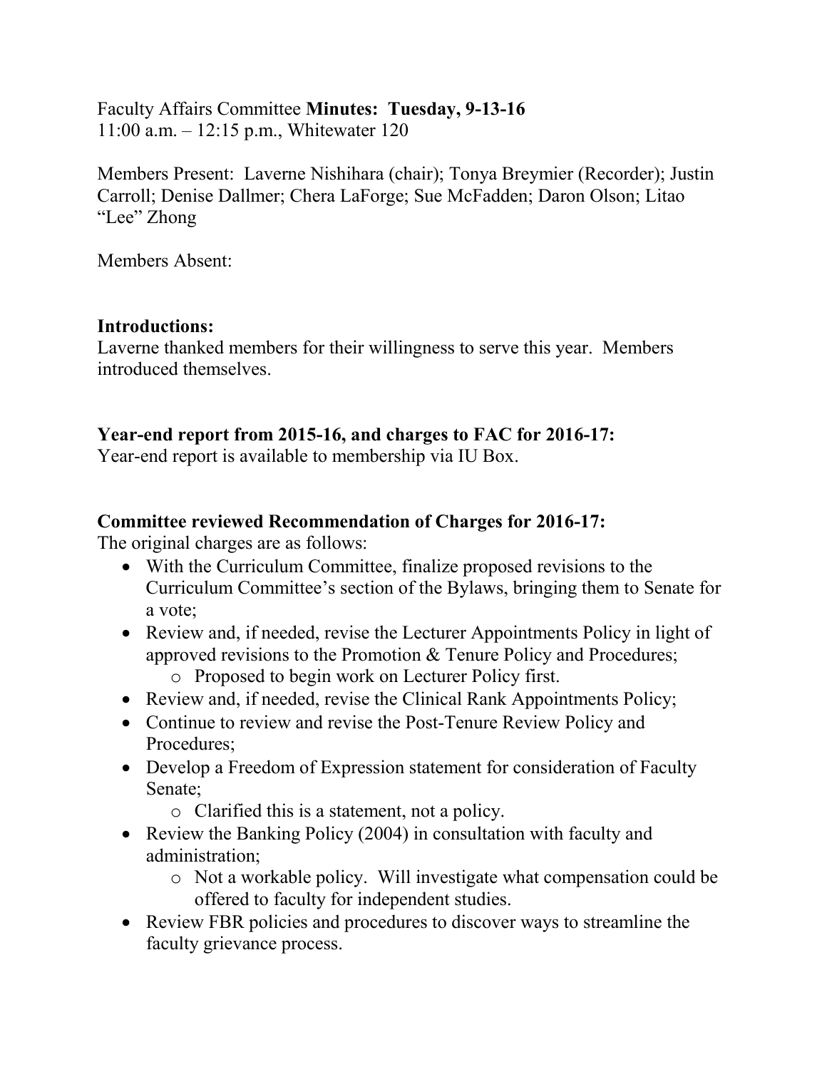Faculty Affairs Committee **Minutes: Tuesday, 9-13-16**
11:00 a.m. – 12:15 p.m., Whitewater 120

Members Present: Laverne Nishihara (chair); Tonya Breymier (Recorder); Justin Carroll; Denise Dallmer; Chera LaForge; Sue McFadden; Daron Olson; Litao "Lee" Zhong

Members Absent:

**Introductions:**
Laverne thanked members for their willingness to serve this year. Members introduced themselves.

**Year-end report from 2015-16, and charges to FAC for 2016-17:**
Year-end report is available to membership via IU Box.

**Committee reviewed Recommendation of Charges for 2016-17:**
The original charges are as follows:

- With the Curriculum Committee, finalize proposed revisions to the Curriculum Committee's section of the Bylaws, bringing them to Senate for a vote;
- Review and, if needed, revise the Lecturer Appointments Policy in light of approved revisions to the Promotion & Tenure Policy and Procedures;
  - Proposed to begin work on Lecturer Policy first.
- Review and, if needed, revise the Clinical Rank Appointments Policy;
- Continue to review and revise the Post-Tenure Review Policy and Procedures;
- Develop a Freedom of Expression statement for consideration of Faculty Senate;
  - Clarified this is a statement, not a policy.
- Review the Banking Policy (2004) in consultation with faculty and administration;
  - Not a workable policy. Will investigate what compensation could be offered to faculty for independent studies.
- Review FBR policies and procedures to discover ways to streamline the faculty grievance process.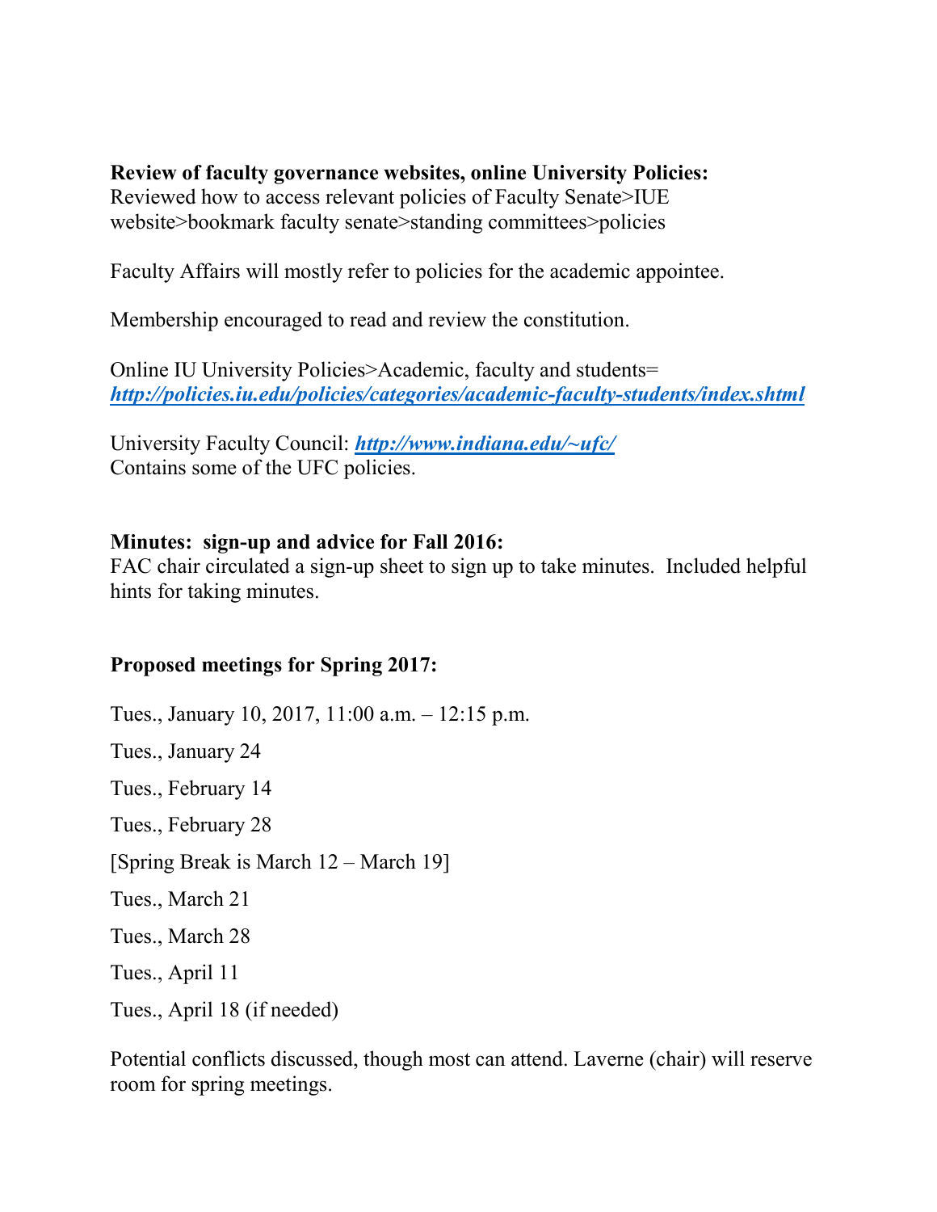**Review of faculty governance websites, online University Policies:**
Reviewed how to access relevant policies of Faculty Senate>IUE website>bookmark faculty senate>standing committees>policies

Faculty Affairs will mostly refer to policies for the academic appointee.

Membership encouraged to read and review the constitution.

Online IU University Policies>Academic, faculty and students= ***http://policies.iu.edu/policies/categories/academic-faculty-students/index.shtml***

University Faculty Council: ***http://www.indiana.edu/~ufc/***
Contains some of the UFC policies.

**Minutes: sign-up and advice for Fall 2016:**
FAC chair circulated a sign-up sheet to sign up to take minutes. Included helpful hints for taking minutes.

**Proposed meetings for Spring 2017:**

Tues., January 10, 2017, 11:00 a.m. – 12:15 p.m.

Tues., January 24

Tues., February 14

Tues., February 28

[Spring Break is March 12 – March 19]

Tues., March 21

Tues., March 28

Tues., April 11

Tues., April 18 (if needed)

Potential conflicts discussed, though most can attend. Laverne (chair) will reserve room for spring meetings.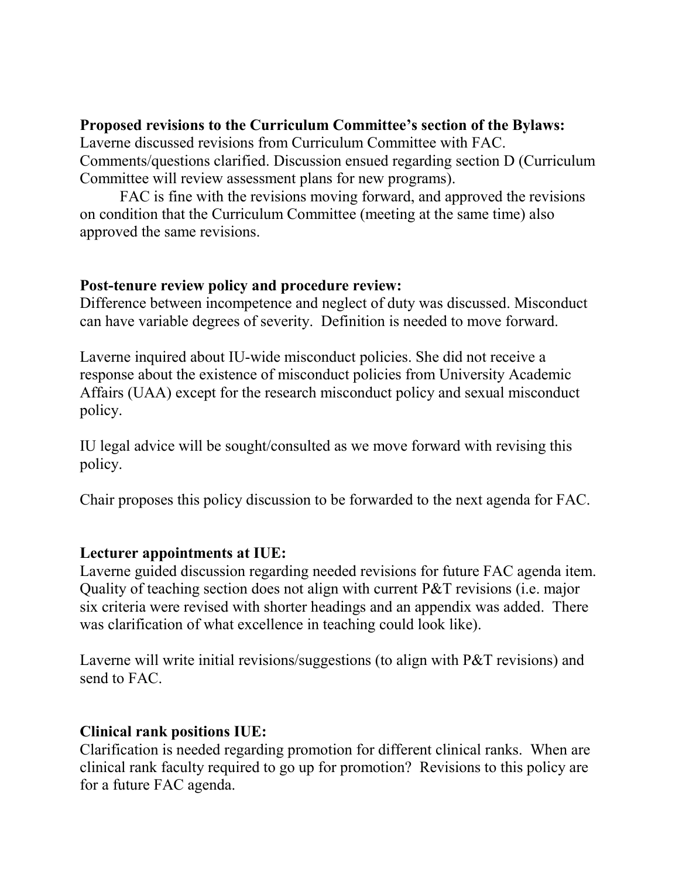**Proposed revisions to the Curriculum Committee's section of the Bylaws:** Laverne discussed revisions from Curriculum Committee with FAC. Comments/questions clarified. Discussion ensued regarding section D (Curriculum Committee will review assessment plans for new programs).

FAC is fine with the revisions moving forward, and approved the revisions on condition that the Curriculum Committee (meeting at the same time) also approved the same revisions.

**Post-tenure review policy and procedure review:**
Difference between incompetence and neglect of duty was discussed. Misconduct can have variable degrees of severity. Definition is needed to move forward.

Laverne inquired about IU-wide misconduct policies. She did not receive a response about the existence of misconduct policies from University Academic Affairs (UAA) except for the research misconduct policy and sexual misconduct policy.

IU legal advice will be sought/consulted as we move forward with revising this policy.

Chair proposes this policy discussion to be forwarded to the next agenda for FAC.

**Lecturer appointments at IUE:**
Laverne guided discussion regarding needed revisions for future FAC agenda item. Quality of teaching section does not align with current P&T revisions (i.e. major six criteria were revised with shorter headings and an appendix was added. There was clarification of what excellence in teaching could look like).

Laverne will write initial revisions/suggestions (to align with P&T revisions) and send to FAC.

**Clinical rank positions IUE:**
Clarification is needed regarding promotion for different clinical ranks. When are clinical rank faculty required to go up for promotion? Revisions to this policy are for a future FAC agenda.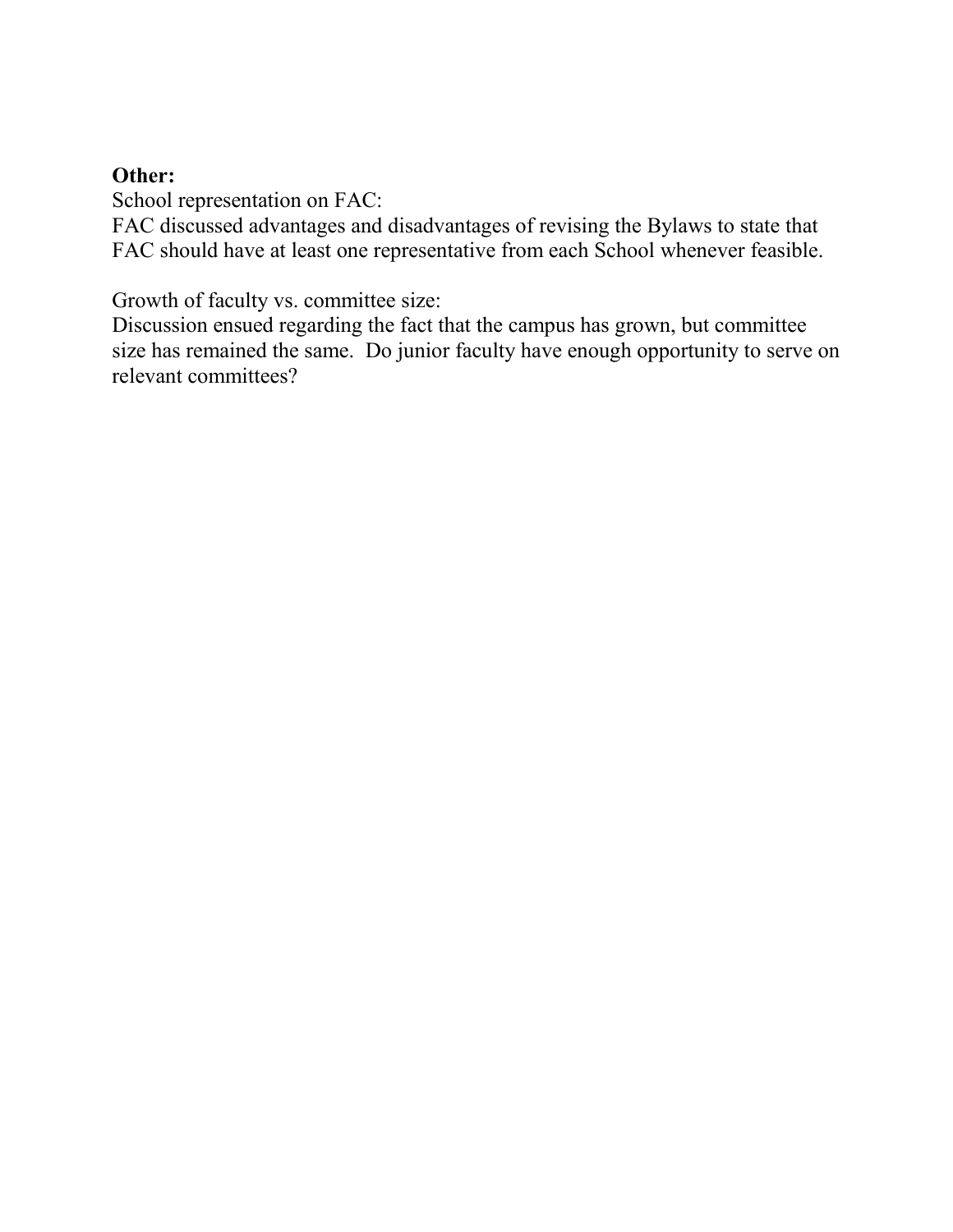**Other:**

School representation on FAC:
FAC discussed advantages and disadvantages of revising the Bylaws to state that FAC should have at least one representative from each School whenever feasible.

Growth of faculty vs. committee size:
Discussion ensued regarding the fact that the campus has grown, but committee size has remained the same. Do junior faculty have enough opportunity to serve on relevant committees?